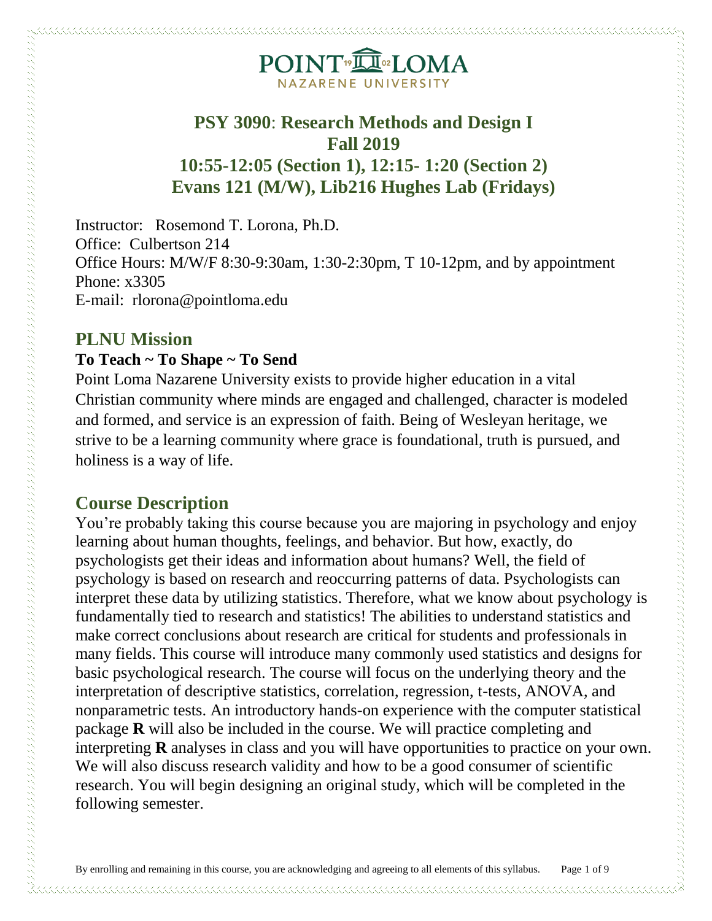# PSY 3090: Research Methods and Design I
## Fall 2019
## 10:55-12:05 (Section 1), 12:15- 1:20 (Section 2)
## Evans 121 (M/W), Lib216 Hughes Lab (Fridays)

Instructor: Rosemond T. Lorona, Ph.D.
Office: Culbertson 214
Office Hours: M/W/F 8:30-9:30am, 1:30-2:30pm, T 10-12pm, and by appointment
Phone: x3305
E-mail: rlorona@pointloma.edu

## PLNU Mission

**To Teach ~ To Shape ~ To Send**

Point Loma Nazarene University exists to provide higher education in a vital Christian community where minds are engaged and challenged, character is modeled and formed, and service is an expression of faith. Being of Wesleyan heritage, we strive to be a learning community where grace is foundational, truth is pursued, and holiness is a way of life.

## Course Description

You're probably taking this course because you are majoring in psychology and enjoy learning about human thoughts, feelings, and behavior. But how, exactly, do psychologists get their ideas and information about humans? Well, the field of psychology is based on research and reoccurring patterns of data. Psychologists can interpret these data by utilizing statistics. Therefore, what we know about psychology is fundamentally tied to research and statistics! The abilities to understand statistics and make correct conclusions about research are critical for students and professionals in many fields. This course will introduce many commonly used statistics and designs for basic psychological research. The course will focus on the underlying theory and the interpretation of descriptive statistics, correlation, regression, t-tests, ANOVA, and nonparametric tests. An introductory hands-on experience with the computer statistical package **R** will also be included in the course. We will practice completing and interpreting **R** analyses in class and you will have opportunities to practice on your own. We will also discuss research validity and how to be a good consumer of scientific research. You will begin designing an original study, which will be completed in the following semester.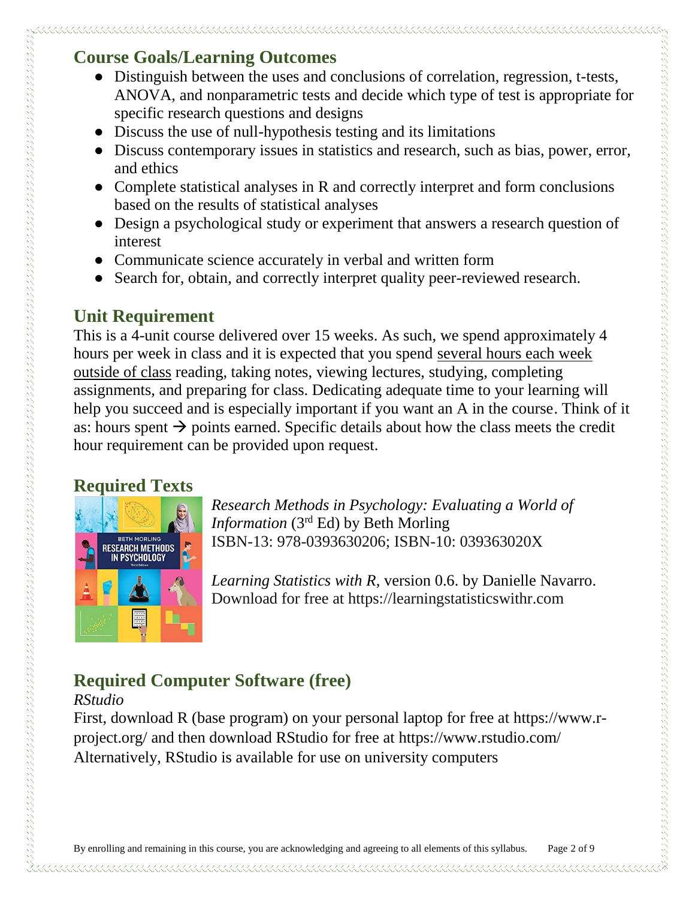## Course Goals/Learning Outcomes

- Distinguish between the uses and conclusions of correlation, regression, t-tests, ANOVA, and nonparametric tests and decide which type of test is appropriate for specific research questions and designs
- Discuss the use of null-hypothesis testing and its limitations
- Discuss contemporary issues in statistics and research, such as bias, power, error, and ethics
- Complete statistical analyses in R and correctly interpret and form conclusions based on the results of statistical analyses
- Design a psychological study or experiment that answers a research question of interest
- Communicate science accurately in verbal and written form
- Search for, obtain, and correctly interpret quality peer-reviewed research.

## Unit Requirement

This is a 4-unit course delivered over 15 weeks. As such, we spend approximately 4 hours per week in class and it is expected that you spend several hours each week outside of class reading, taking notes, viewing lectures, studying, completing assignments, and preparing for class. Dedicating adequate time to your learning will help you succeed and is especially important if you want an A in the course. Think of it as: hours spent → points earned. Specific details about how the class meets the credit hour requirement can be provided upon request.

## Required Texts

*Research Methods in Psychology: Evaluating a World of Information* (3rd Ed) by Beth Morling
ISBN-13: 978-0393630206; ISBN-10: 039363020X

*Learning Statistics with R*, version 0.6. by Danielle Navarro. Download for free at https://learningstatisticswithr.com

## Required Computer Software (free)

*RStudio*

First, download R (base program) on your personal laptop for free at https://www.r-project.org/ and then download RStudio for free at https://www.rstudio.com/
Alternatively, RStudio is available for use on university computers

By enrolling and remaining in this course, you are acknowledging and agreeing to all elements of this syllabus.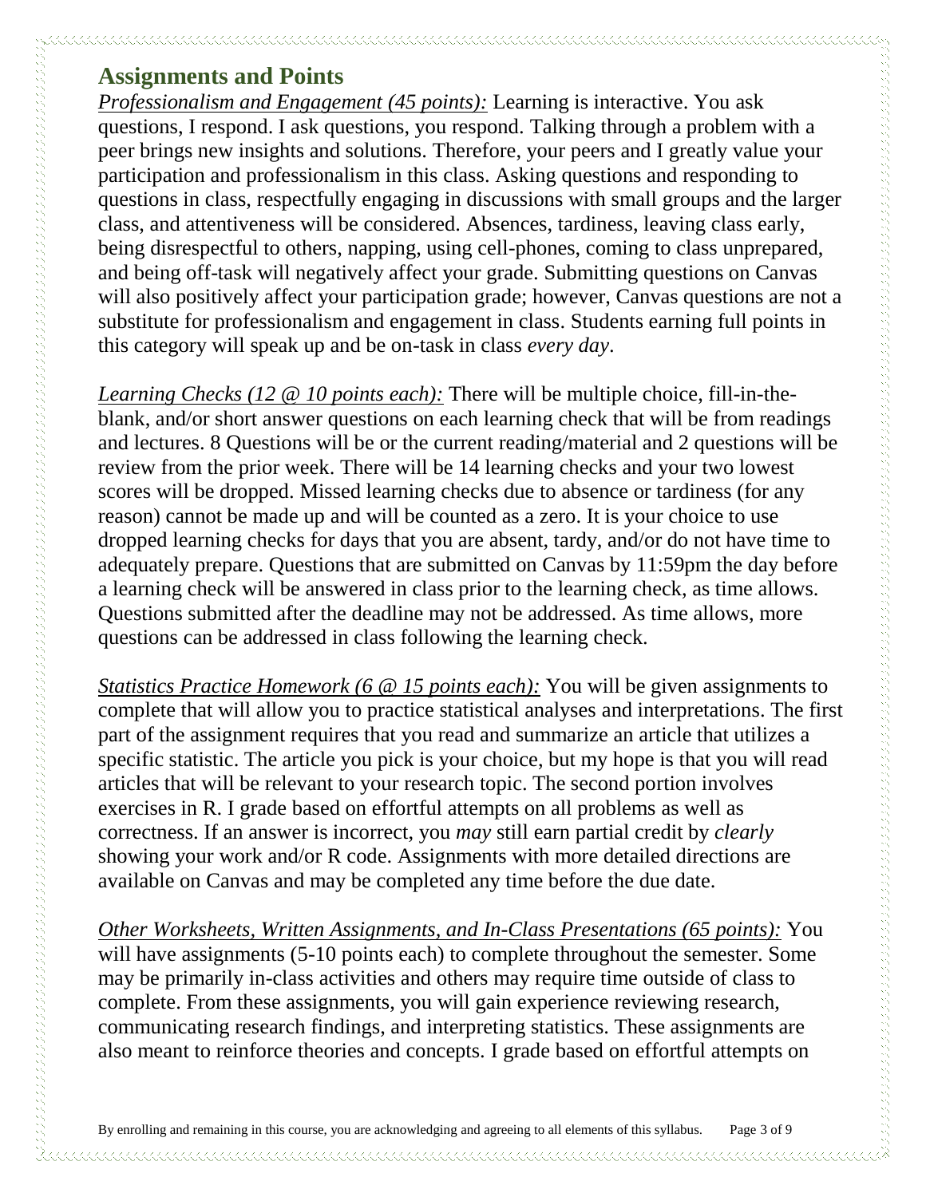## Assignments and Points

*<u>Professionalism and Engagement (45 points):</u>* Learning is interactive. You ask questions, I respond. I ask questions, you respond. Talking through a problem with a peer brings new insights and solutions. Therefore, your peers and I greatly value your participation and professionalism in this class. Asking questions and responding to questions in class, respectfully engaging in discussions with small groups and the larger class, and attentiveness will be considered. Absences, tardiness, leaving class early, being disrespectful to others, napping, using cell-phones, coming to class unprepared, and being off-task will negatively affect your grade. Submitting questions on Canvas will also positively affect your participation grade; however, Canvas questions are not a substitute for professionalism and engagement in class. Students earning full points in this category will speak up and be on-task in class *every day*.

*<u>Learning Checks (12 @ 10 points each):</u>* There will be multiple choice, fill-in-the-blank, and/or short answer questions on each learning check that will be from readings and lectures. 8 Questions will be or the current reading/material and 2 questions will be review from the prior week. There will be 14 learning checks and your two lowest scores will be dropped. Missed learning checks due to absence or tardiness (for any reason) cannot be made up and will be counted as a zero. It is your choice to use dropped learning checks for days that you are absent, tardy, and/or do not have time to adequately prepare. Questions that are submitted on Canvas by 11:59pm the day before a learning check will be answered in class prior to the learning check, as time allows. Questions submitted after the deadline may not be addressed. As time allows, more questions can be addressed in class following the learning check.

*<u>Statistics Practice Homework (6 @ 15 points each):</u>* You will be given assignments to complete that will allow you to practice statistical analyses and interpretations. The first part of the assignment requires that you read and summarize an article that utilizes a specific statistic. The article you pick is your choice, but my hope is that you will read articles that will be relevant to your research topic. The second portion involves exercises in R. I grade based on effortful attempts on all problems as well as correctness. If an answer is incorrect, you *may* still earn partial credit by *clearly* showing your work and/or R code. Assignments with more detailed directions are available on Canvas and may be completed any time before the due date.

*<u>Other Worksheets, Written Assignments, and In-Class Presentations (65 points):</u>* You will have assignments (5-10 points each) to complete throughout the semester. Some may be primarily in-class activities and others may require time outside of class to complete. From these assignments, you will gain experience reviewing research, communicating research findings, and interpreting statistics. These assignments are also meant to reinforce theories and concepts. I grade based on effortful attempts on

By enrolling and remaining in this course, you are acknowledging and agreeing to all elements of this syllabus.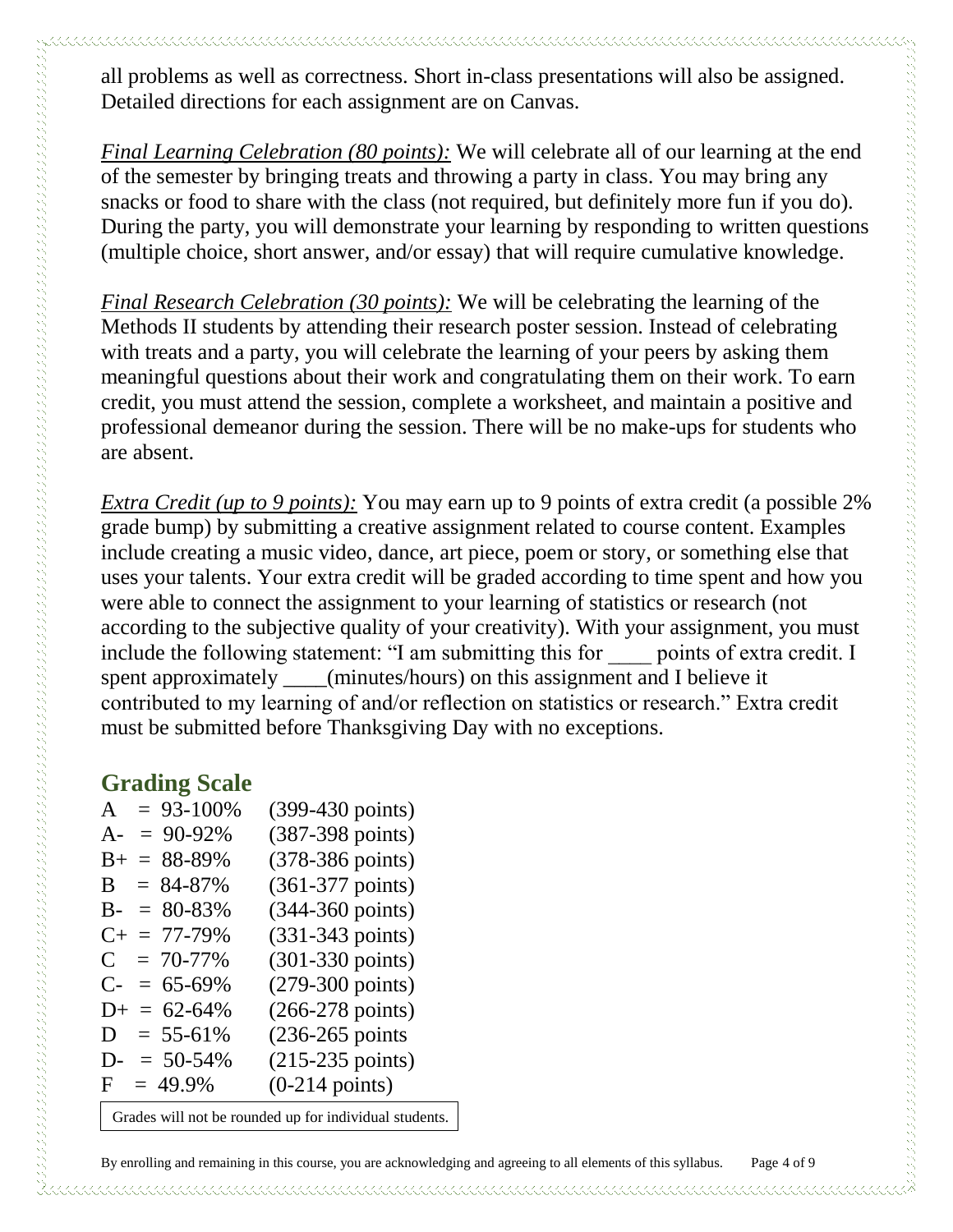all problems as well as correctness. Short in-class presentations will also be assigned. Detailed directions for each assignment are on Canvas.

*Final Learning Celebration (80 points):* We will celebrate all of our learning at the end of the semester by bringing treats and throwing a party in class. You may bring any snacks or food to share with the class (not required, but definitely more fun if you do). During the party, you will demonstrate your learning by responding to written questions (multiple choice, short answer, and/or essay) that will require cumulative knowledge.

*Final Research Celebration (30 points):* We will be celebrating the learning of the Methods II students by attending their research poster session. Instead of celebrating with treats and a party, you will celebrate the learning of your peers by asking them meaningful questions about their work and congratulating them on their work. To earn credit, you must attend the session, complete a worksheet, and maintain a positive and professional demeanor during the session. There will be no make-ups for students who are absent.

*Extra Credit (up to 9 points):* You may earn up to 9 points of extra credit (a possible 2% grade bump) by submitting a creative assignment related to course content. Examples include creating a music video, dance, art piece, poem or story, or something else that uses your talents. Your extra credit will be graded according to time spent and how you were able to connect the assignment to your learning of statistics or research (not according to the subjective quality of your creativity). With your assignment, you must include the following statement: "I am submitting this for ____ points of extra credit. I spent approximately ____(minutes/hours) on this assignment and I believe it contributed to my learning of and/or reflection on statistics or research." Extra credit must be submitted before Thanksgiving Day with no exceptions.

## Grading Scale

| Grade | Percent | Points |
|---|---|---|
| A | = 93-100% | (399-430 points) |
| A- | = 90-92% | (387-398 points) |
| B+ | = 88-89% | (378-386 points) |
| B | = 84-87% | (361-377 points) |
| B- | = 80-83% | (344-360 points) |
| C+ | = 77-79% | (331-343 points) |
| C | = 70-77% | (301-330 points) |
| C- | = 65-69% | (279-300 points) |
| D+ | = 62-64% | (266-278 points) |
| D | = 55-61% | (236-265 points |
| D- | = 50-54% | (215-235 points) |
| F | = 49.9% | (0-214 points) |

Grades will not be rounded up for individual students.

By enrolling and remaining in this course, you are acknowledging and agreeing to all elements of this syllabus.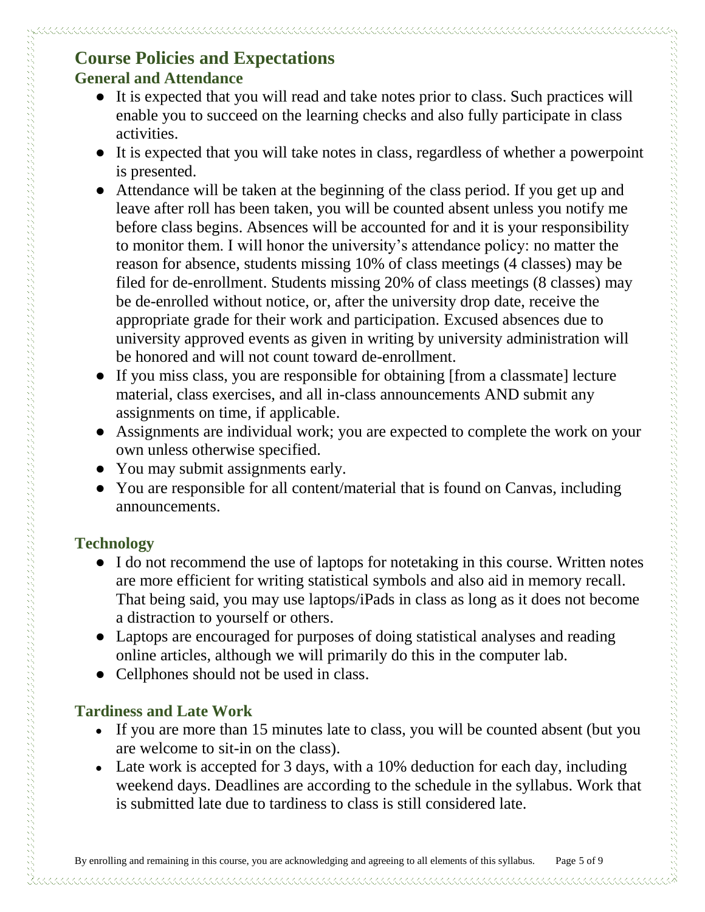## Course Policies and Expectations

### General and Attendance

- It is expected that you will read and take notes prior to class. Such practices will enable you to succeed on the learning checks and also fully participate in class activities.
- It is expected that you will take notes in class, regardless of whether a powerpoint is presented.
- Attendance will be taken at the beginning of the class period. If you get up and leave after roll has been taken, you will be counted absent unless you notify me before class begins. Absences will be accounted for and it is your responsibility to monitor them. I will honor the university's attendance policy: no matter the reason for absence, students missing 10% of class meetings (4 classes) may be filed for de-enrollment. Students missing 20% of class meetings (8 classes) may be de-enrolled without notice, or, after the university drop date, receive the appropriate grade for their work and participation. Excused absences due to university approved events as given in writing by university administration will be honored and will not count toward de-enrollment.
- If you miss class, you are responsible for obtaining [from a classmate] lecture material, class exercises, and all in-class announcements AND submit any assignments on time, if applicable.
- Assignments are individual work; you are expected to complete the work on your own unless otherwise specified.
- You may submit assignments early.
- You are responsible for all content/material that is found on Canvas, including announcements.

### Technology

- I do not recommend the use of laptops for notetaking in this course. Written notes are more efficient for writing statistical symbols and also aid in memory recall. That being said, you may use laptops/iPads in class as long as it does not become a distraction to yourself or others.
- Laptops are encouraged for purposes of doing statistical analyses and reading online articles, although we will primarily do this in the computer lab.
- Cellphones should not be used in class.

### Tardiness and Late Work

- If you are more than 15 minutes late to class, you will be counted absent (but you are welcome to sit-in on the class).
- Late work is accepted for 3 days, with a 10% deduction for each day, including weekend days. Deadlines are according to the schedule in the syllabus. Work that is submitted late due to tardiness to class is still considered late.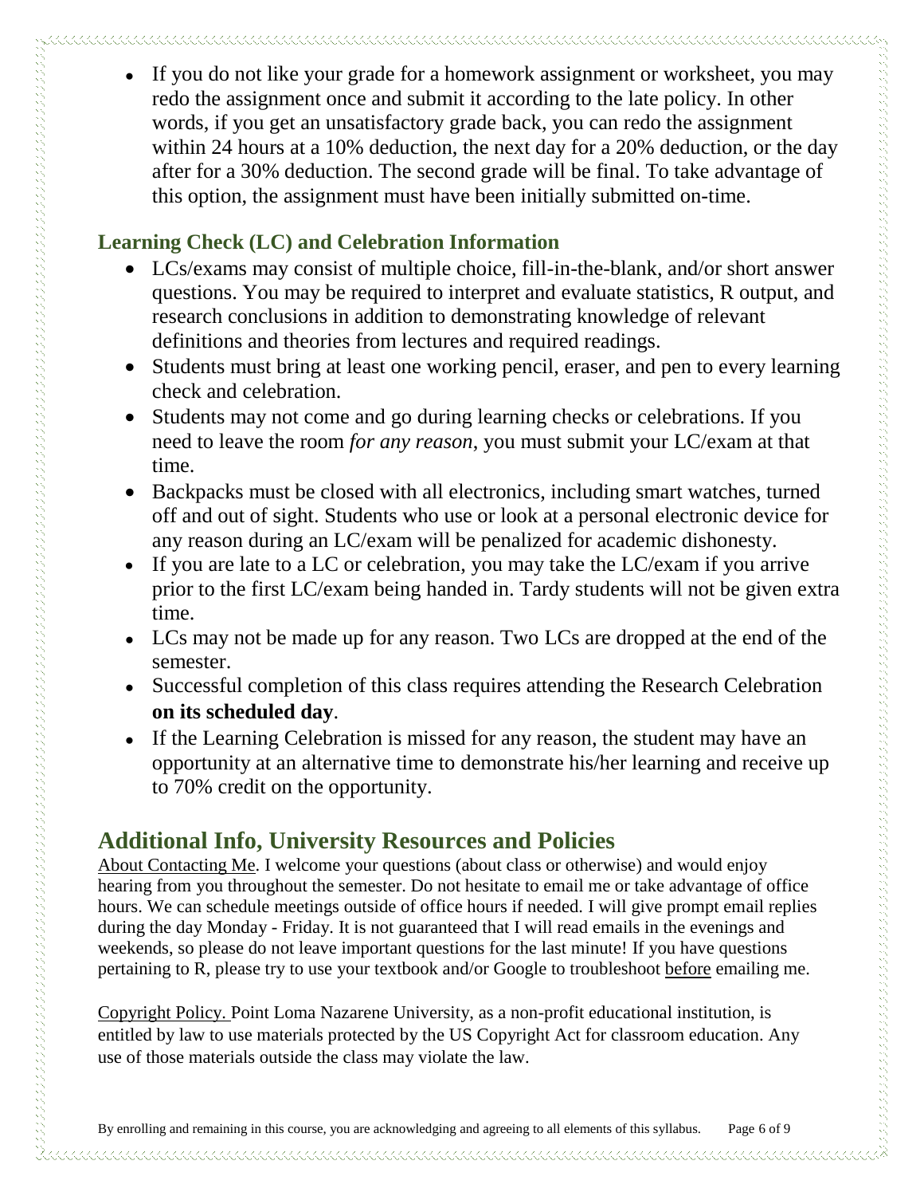- If you do not like your grade for a homework assignment or worksheet, you may redo the assignment once and submit it according to the late policy. In other words, if you get an unsatisfactory grade back, you can redo the assignment within 24 hours at a 10% deduction, the next day for a 20% deduction, or the day after for a 30% deduction. The second grade will be final. To take advantage of this option, the assignment must have been initially submitted on-time.

### Learning Check (LC) and Celebration Information

- LCs/exams may consist of multiple choice, fill-in-the-blank, and/or short answer questions. You may be required to interpret and evaluate statistics, R output, and research conclusions in addition to demonstrating knowledge of relevant definitions and theories from lectures and required readings.
- Students must bring at least one working pencil, eraser, and pen to every learning check and celebration.
- Students may not come and go during learning checks or celebrations. If you need to leave the room *for any reason*, you must submit your LC/exam at that time.
- Backpacks must be closed with all electronics, including smart watches, turned off and out of sight. Students who use or look at a personal electronic device for any reason during an LC/exam will be penalized for academic dishonesty.
- If you are late to a LC or celebration, you may take the LC/exam if you arrive prior to the first LC/exam being handed in. Tardy students will not be given extra time.
- LCs may not be made up for any reason. Two LCs are dropped at the end of the semester.
- Successful completion of this class requires attending the Research Celebration **on its scheduled day**.
- If the Learning Celebration is missed for any reason, the student may have an opportunity at an alternative time to demonstrate his/her learning and receive up to 70% credit on the opportunity.

## Additional Info, University Resources and Policies

<u>About Contacting Me</u>. I welcome your questions (about class or otherwise) and would enjoy hearing from you throughout the semester. Do not hesitate to email me or take advantage of office hours. We can schedule meetings outside of office hours if needed. I will give prompt email replies during the day Monday - Friday. It is not guaranteed that I will read emails in the evenings and weekends, so please do not leave important questions for the last minute! If you have questions pertaining to R, please try to use your textbook and/or Google to troubleshoot <u>before</u> emailing me.

<u>Copyright Policy.</u> Point Loma Nazarene University, as a non-profit educational institution, is entitled by law to use materials protected by the US Copyright Act for classroom education. Any use of those materials outside the class may violate the law.

By enrolling and remaining in this course, you are acknowledging and agreeing to all elements of this syllabus.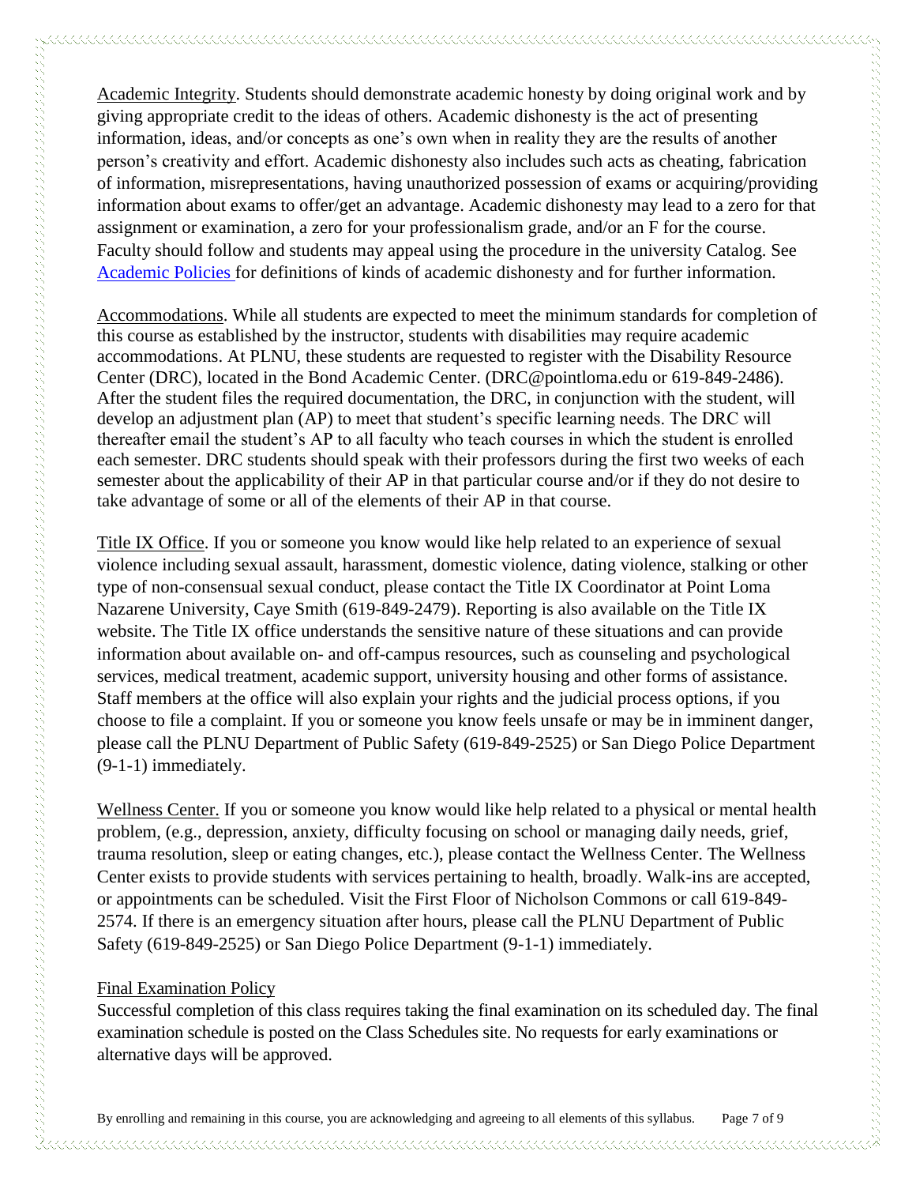Academic Integrity. Students should demonstrate academic honesty by doing original work and by giving appropriate credit to the ideas of others. Academic dishonesty is the act of presenting information, ideas, and/or concepts as one's own when in reality they are the results of another person's creativity and effort. Academic dishonesty also includes such acts as cheating, fabrication of information, misrepresentations, having unauthorized possession of exams or acquiring/providing information about exams to offer/get an advantage. Academic dishonesty may lead to a zero for that assignment or examination, a zero for your professionalism grade, and/or an F for the course. Faculty should follow and students may appeal using the procedure in the university Catalog. See Academic Policies for definitions of kinds of academic dishonesty and for further information.

Accommodations. While all students are expected to meet the minimum standards for completion of this course as established by the instructor, students with disabilities may require academic accommodations. At PLNU, these students are requested to register with the Disability Resource Center (DRC), located in the Bond Academic Center. (DRC@pointloma.edu or 619-849-2486). After the student files the required documentation, the DRC, in conjunction with the student, will develop an adjustment plan (AP) to meet that student's specific learning needs. The DRC will thereafter email the student's AP to all faculty who teach courses in which the student is enrolled each semester. DRC students should speak with their professors during the first two weeks of each semester about the applicability of their AP in that particular course and/or if they do not desire to take advantage of some or all of the elements of their AP in that course.

Title IX Office. If you or someone you know would like help related to an experience of sexual violence including sexual assault, harassment, domestic violence, dating violence, stalking or other type of non-consensual sexual conduct, please contact the Title IX Coordinator at Point Loma Nazarene University, Caye Smith (619-849-2479). Reporting is also available on the Title IX website. The Title IX office understands the sensitive nature of these situations and can provide information about available on- and off-campus resources, such as counseling and psychological services, medical treatment, academic support, university housing and other forms of assistance. Staff members at the office will also explain your rights and the judicial process options, if you choose to file a complaint. If you or someone you know feels unsafe or may be in imminent danger, please call the PLNU Department of Public Safety (619-849-2525) or San Diego Police Department (9-1-1) immediately.

Wellness Center. If you or someone you know would like help related to a physical or mental health problem, (e.g., depression, anxiety, difficulty focusing on school or managing daily needs, grief, trauma resolution, sleep or eating changes, etc.), please contact the Wellness Center. The Wellness Center exists to provide students with services pertaining to health, broadly. Walk-ins are accepted, or appointments can be scheduled. Visit the First Floor of Nicholson Commons or call 619-849-2574. If there is an emergency situation after hours, please call the PLNU Department of Public Safety (619-849-2525) or San Diego Police Department (9-1-1) immediately.

Final Examination Policy

Successful completion of this class requires taking the final examination on its scheduled day. The final examination schedule is posted on the Class Schedules site. No requests for early examinations or alternative days will be approved.

By enrolling and remaining in this course, you are acknowledging and agreeing to all elements of this syllabus.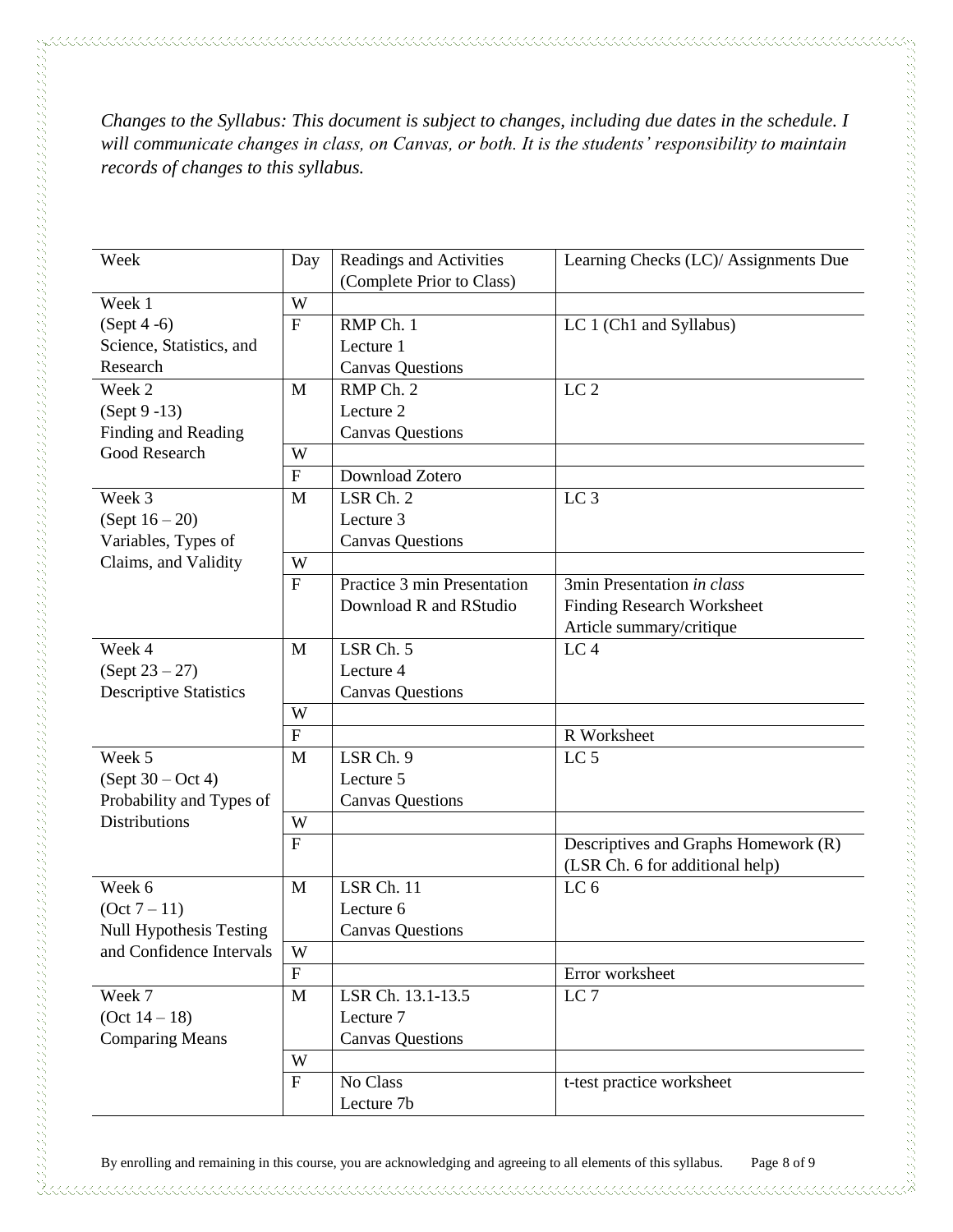*Changes to the Syllabus: This document is subject to changes, including due dates in the schedule. I will communicate changes in class, on Canvas, or both. It is the students' responsibility to maintain records of changes to this syllabus.*

| Week | Day | Readings and Activities (Complete Prior to Class) | Learning Checks (LC)/ Assignments Due |
|---|---|---|---|
| Week 1<br>(Sept 4 -6)<br>Science, Statistics, and Research | W | | |
| | F | RMP Ch. 1<br>Lecture 1<br>Canvas Questions | LC 1 (Ch1 and Syllabus) |
| Week 2<br>(Sept 9 -13)<br>Finding and Reading Good Research | M | RMP Ch. 2<br>Lecture 2<br>Canvas Questions | LC 2 |
| | W | | |
| | F | Download Zotero | |
| Week 3<br>(Sept 16 – 20)<br>Variables, Types of Claims, and Validity | M | LSR Ch. 2<br>Lecture 3<br>Canvas Questions | LC 3 |
| | W | | |
| | F | Practice 3 min Presentation<br>Download R and RStudio | 3min Presentation *in class*<br>Finding Research Worksheet<br>Article summary/critique |
| Week 4<br>(Sept 23 – 27)<br>Descriptive Statistics | M | LSR Ch. 5<br>Lecture 4<br>Canvas Questions | LC 4 |
| | W | | |
| | F | | R Worksheet |
| Week 5<br>(Sept 30 – Oct 4)<br>Probability and Types of Distributions | M | LSR Ch. 9<br>Lecture 5<br>Canvas Questions | LC 5 |
| | W | | |
| | F | | Descriptives and Graphs Homework (R)<br>(LSR Ch. 6 for additional help) |
| Week 6<br>(Oct 7 – 11)<br>Null Hypothesis Testing and Confidence Intervals | M | LSR Ch. 11<br>Lecture 6<br>Canvas Questions | LC 6 |
| | W | | |
| | F | | Error worksheet |
| Week 7<br>(Oct 14 – 18)<br>Comparing Means | M | LSR Ch. 13.1-13.5<br>Lecture 7<br>Canvas Questions | LC 7 |
| | W | | |
| | F | No Class<br>Lecture 7b | t-test practice worksheet |

By enrolling and remaining in this course, you are acknowledging and agreeing to all elements of this syllabus.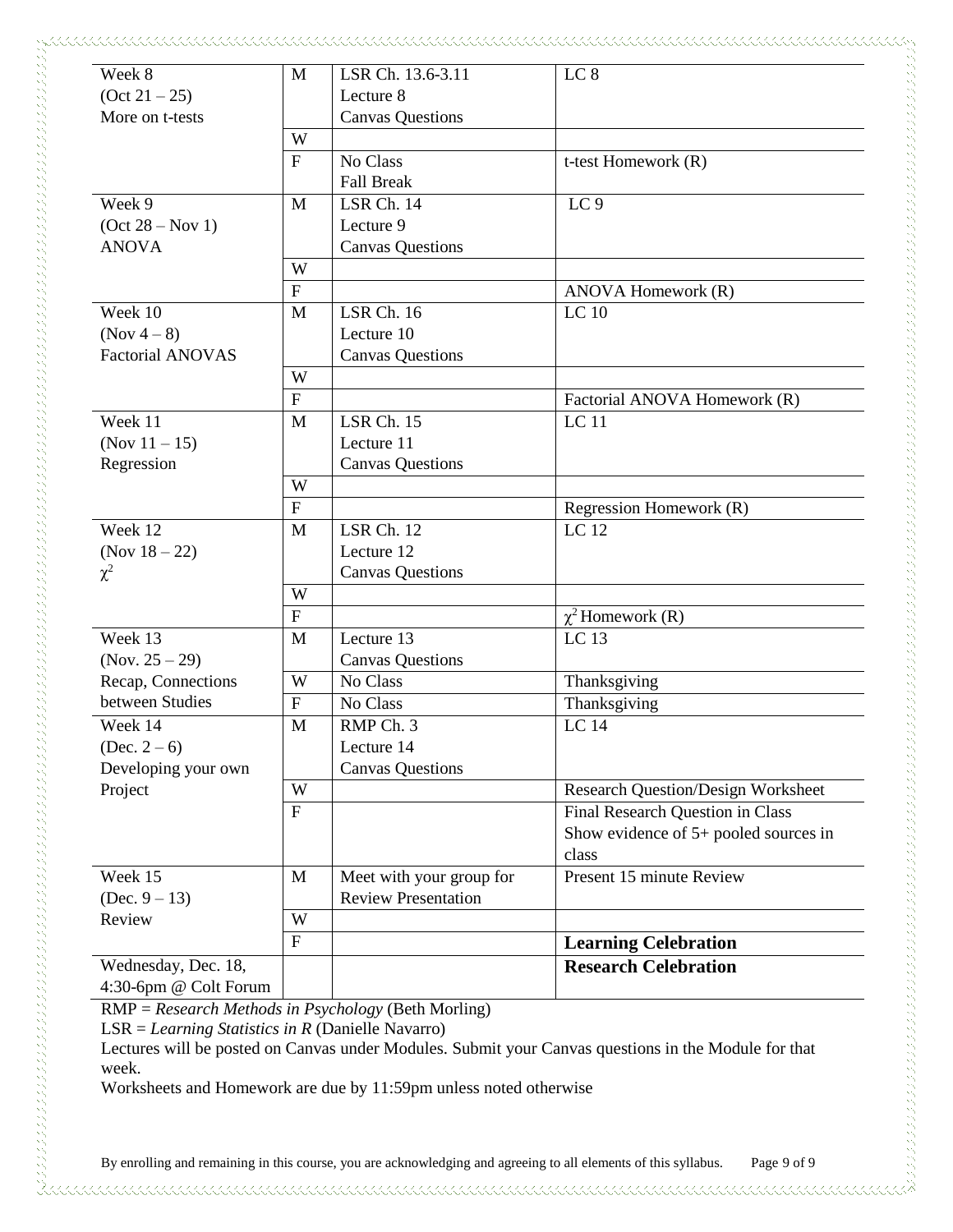| Week | Day | Reading/Lecture | Due |
|---|---|---|---|
| Week 8 (Oct 21 – 25) More on t-tests | M | LSR Ch. 13.6-3.11 Lecture 8 Canvas Questions | LC 8 |
| | W | | |
| | F | No Class Fall Break | t-test Homework (R) |
| Week 9 (Oct 28 – Nov 1) ANOVA | M | LSR Ch. 14 Lecture 9 Canvas Questions | LC 9 |
| | W | | |
| | F | | ANOVA Homework (R) |
| Week 10 (Nov 4 – 8) Factorial ANOVAS | M | LSR Ch. 16 Lecture 10 Canvas Questions | LC 10 |
| | W | | |
| | F | | Factorial ANOVA Homework (R) |
| Week 11 (Nov 11 – 15) Regression | M | LSR Ch. 15 Lecture 11 Canvas Questions | LC 11 |
| | W | | |
| | F | | Regression Homework (R) |
| Week 12 (Nov 18 – 22) $\chi^2$ | M | LSR Ch. 12 Lecture 12 Canvas Questions | LC 12 |
| | W | | |
| | F | | $\chi^2$ Homework (R) |
| Week 13 (Nov. 25 – 29) Recap, Connections between Studies | M | Lecture 13 Canvas Questions | LC 13 |
| | W | No Class | Thanksgiving |
| | F | No Class | Thanksgiving |
| Week 14 (Dec. 2 – 6) Developing your own Project | M | RMP Ch. 3 Lecture 14 Canvas Questions | LC 14 |
| | W | | Research Question/Design Worksheet |
| | F | | Final Research Question in Class Show evidence of 5+ pooled sources in class |
| Week 15 (Dec. 9 – 13) Review | M | Meet with your group for Review Presentation | Present 15 minute Review |
| | W | | |
| | F | | **Learning Celebration** |
| Wednesday, Dec. 18, 4:30-6pm @ Colt Forum | | | **Research Celebration** |

RMP = *Research Methods in Psychology* (Beth Morling)

LSR = *Learning Statistics in R* (Danielle Navarro)

Lectures will be posted on Canvas under Modules. Submit your Canvas questions in the Module for that week.

Worksheets and Homework are due by 11:59pm unless noted otherwise

By enrolling and remaining in this course, you are acknowledging and agreeing to all elements of this syllabus.